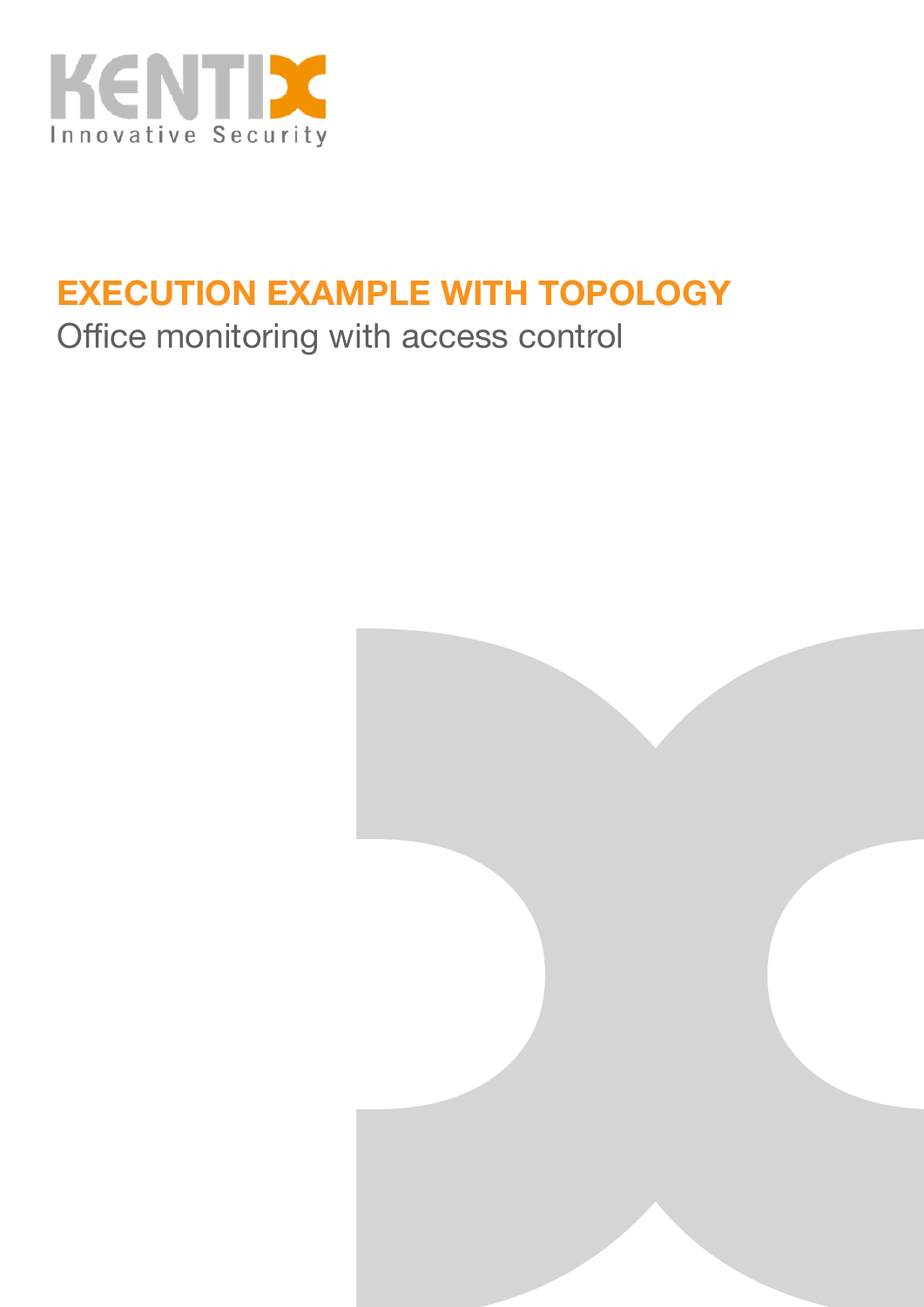KENTIX
Innovative Security

# EXECUTION EXAMPLE WITH TOPOLOGY

Office monitoring with access control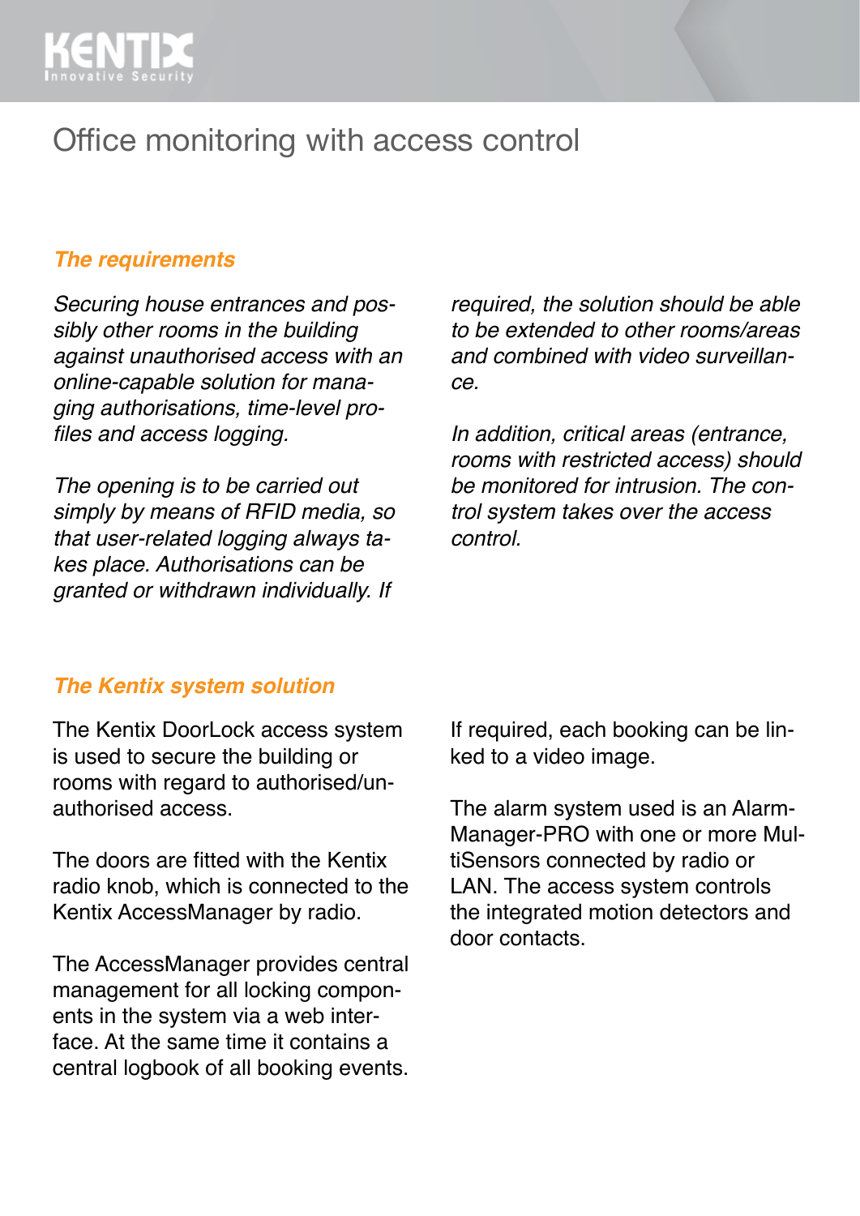# Office monitoring with access control

## *The requirements*

*Securing house entrances and possibly other rooms in the building against unauthorised access with an online-capable solution for managing authorisations, time-level profiles and access logging.*

*The opening is to be carried out simply by means of RFID media, so that user-related logging always takes place. Authorisations can be granted or withdrawn individually. If required, the solution should be able to be extended to other rooms/areas and combined with video surveillance.*

*In addition, critical areas (entrance, rooms with restricted access) should be monitored for intrusion. The control system takes over the access control.*

## *The Kentix system solution*

The Kentix DoorLock access system is used to secure the building or rooms with regard to authorised/unauthorised access.

The doors are fitted with the Kentix radio knob, which is connected to the Kentix AccessManager by radio.

The AccessManager provides central management for all locking components in the system via a web interface. At the same time it contains a central logbook of all booking events. If required, each booking can be linked to a video image.

The alarm system used is an AlarmManager-PRO with one or more MultiSensors connected by radio or LAN. The access system controls the integrated motion detectors and door contacts.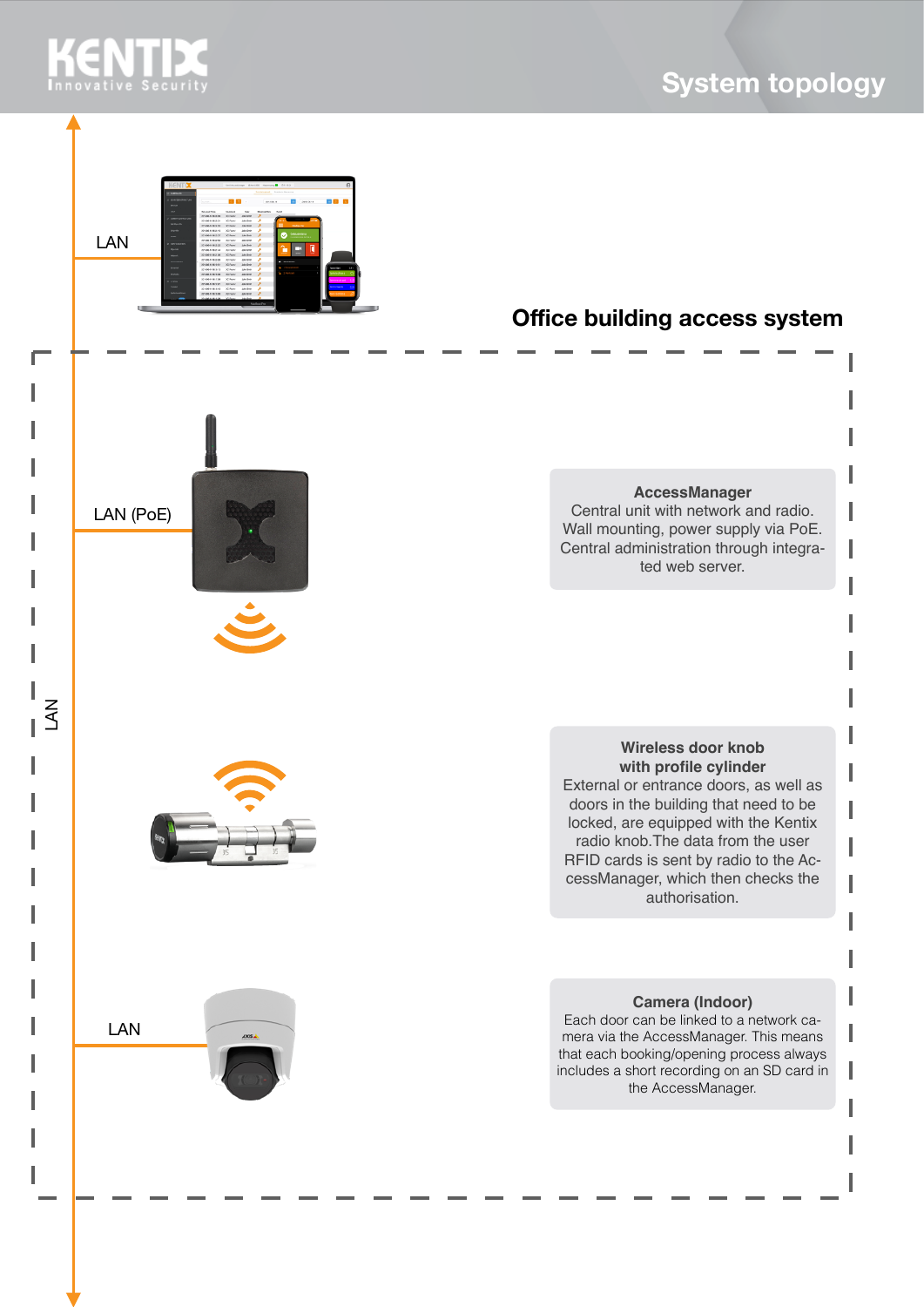# System topology

LAN

## Office building access system

LAN (PoE)

**AccessManager**
Central unit with network and radio. Wall mounting, power supply via PoE. Central administration through integrated web server.

LAN

**Wireless door knob with profile cylinder**
External or entrance doors, as well as doors in the building that need to be locked, are equipped with the Kentix radio knob.The data from the user RFID cards is sent by radio to the AccessManager, which then checks the authorisation.

LAN

**Camera (Indoor)**
Each door can be linked to a network camera via the AccessManager. This means that each booking/opening process always includes a short recording on an SD card in the AccessManager.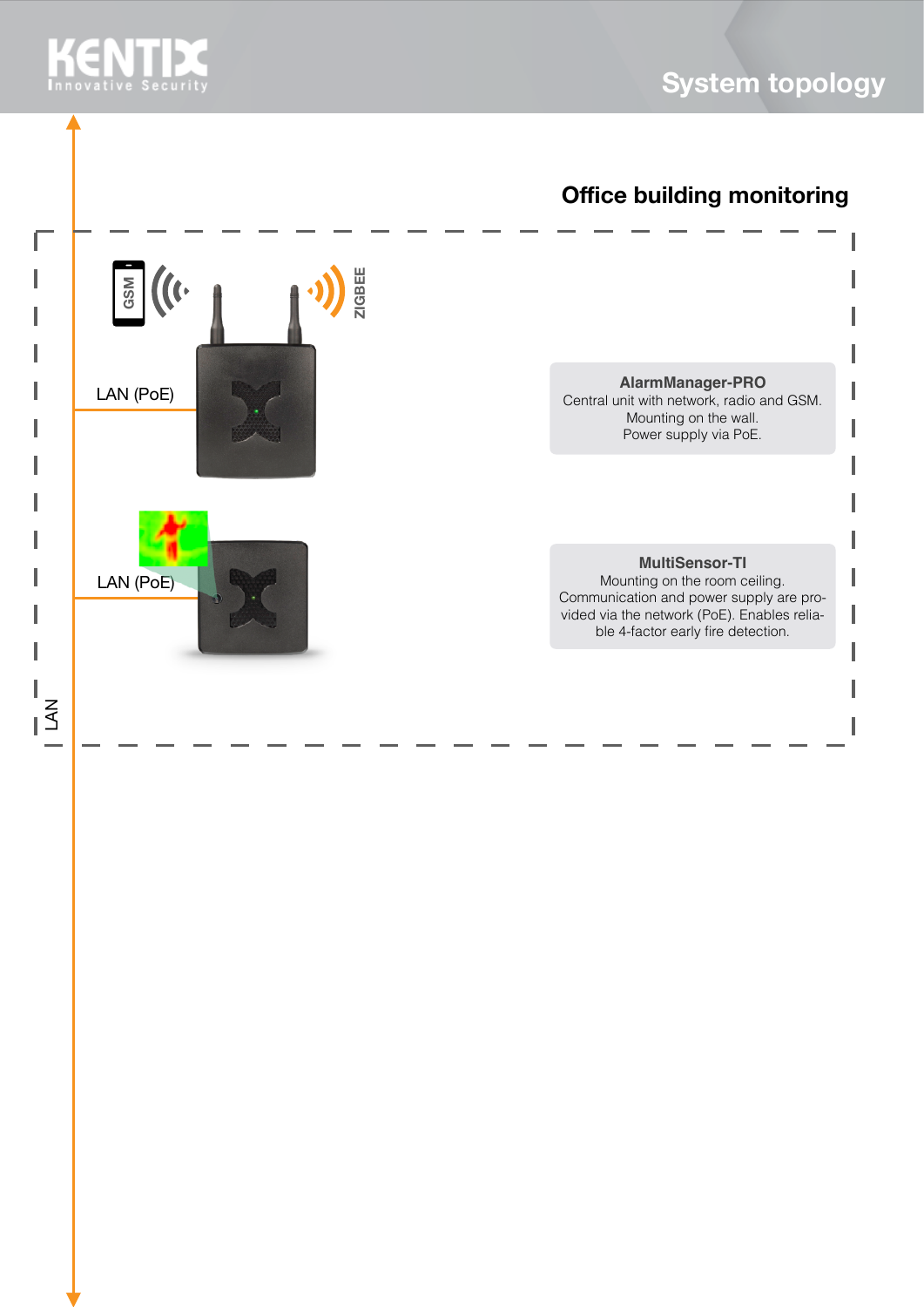# Office building monitoring

GSM

ZIGBEE

LAN (PoE)

**AlarmManager-PRO**
Central unit with network, radio and GSM.
Mounting on the wall.
Power supply via PoE.

LAN (PoE)

**MultiSensor-TI**
Mounting on the room ceiling.
Communication and power supply are provided via the network (PoE). Enables reliable 4-factor early fire detection.

LAN